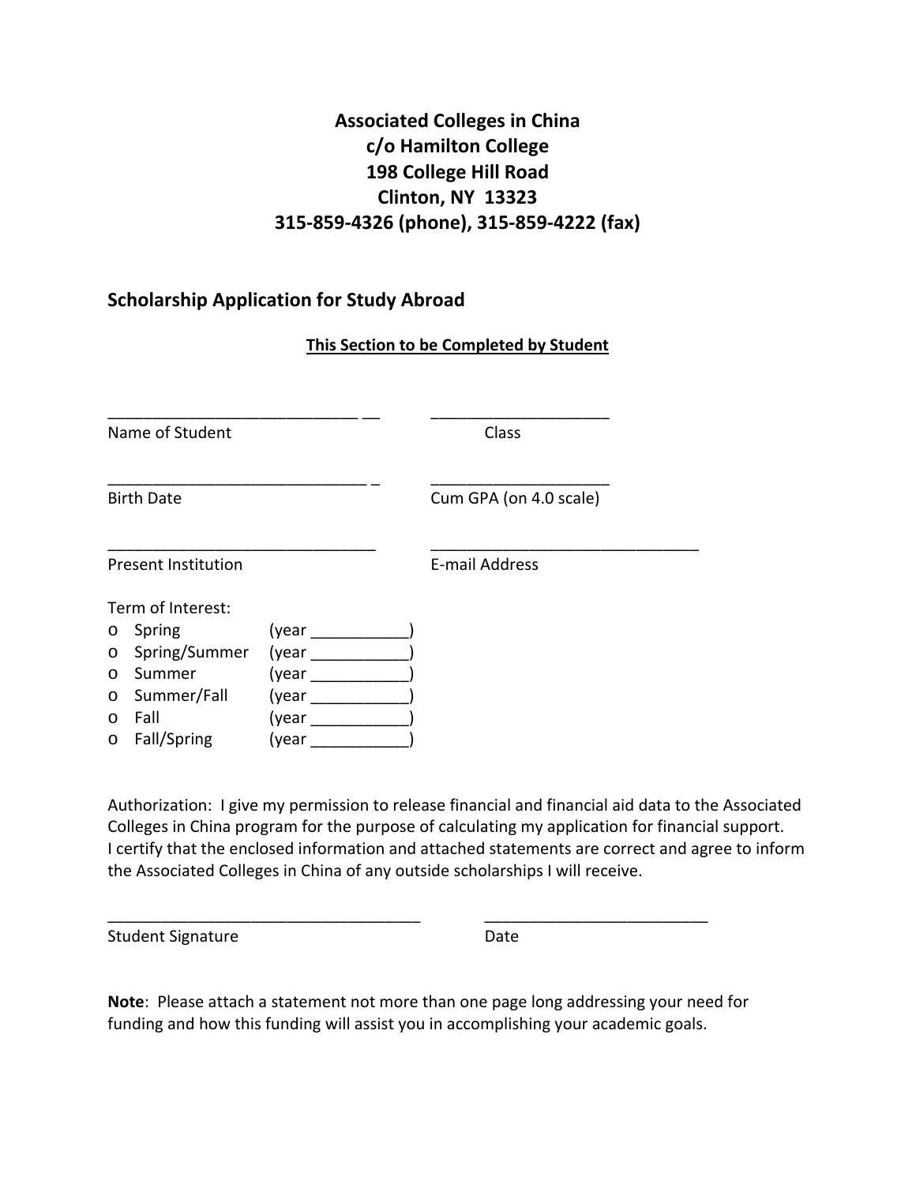**Associated Colleges in China**
**c/o Hamilton College**
**198 College Hill Road**
**Clinton, NY 13323**
**315-859-4326 (phone), 315-859-4222 (fax)**

## Scholarship Application for Study Abroad

**This Section to be Completed by Student**

_____________________________ __ ____________________
Name of Student Class

_____________________________ _ ____________________
Birth Date Cum GPA (on 4.0 scale)

______________________________ ______________________________
Present Institution E-mail Address

Term of Interest:

- o Spring (year ___________)
- o Spring/Summer (year ___________)
- o Summer (year ___________)
- o Summer/Fall (year ___________)
- o Fall (year ___________)
- o Fall/Spring (year ___________)

Authorization: I give my permission to release financial and financial aid data to the Associated Colleges in China program for the purpose of calculating my application for financial support. I certify that the enclosed information and attached statements are correct and agree to inform the Associated Colleges in China of any outside scholarships I will receive.

____________________________________ _________________________
Student Signature Date

**Note**: Please attach a statement not more than one page long addressing your need for funding and how this funding will assist you in accomplishing your academic goals.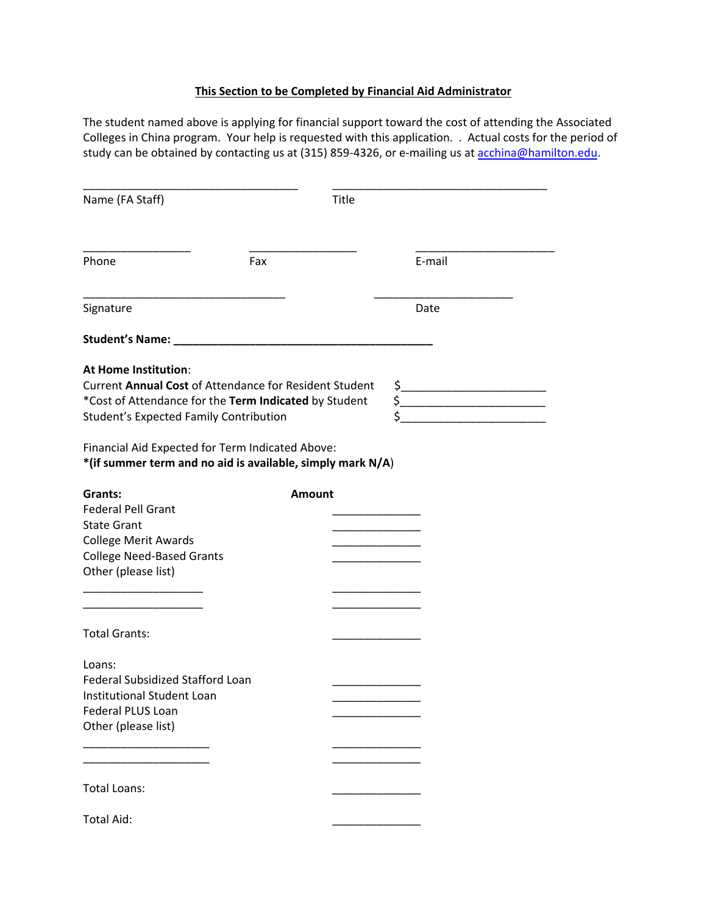**This Section to be Completed by Financial Aid Administrator**

The student named above is applying for financial support toward the cost of attending the Associated Colleges in China program. Your help is requested with this application. . Actual costs for the period of study can be obtained by contacting us at (315) 859-4326, or e-mailing us at acchina@hamilton.edu.

___________________________________ ___________________________________
Name (FA Staff) Title

_________________ _________________ ______________________
Phone Fax E-mail

________________________________ ______________________
Signature Date

**Student's Name: ________________________________________**

**At Home Institution**:
Current **Annual Cost** of Attendance for Resident Student $______________________
*Cost of Attendance for the **Term Indicated** by Student $______________________
Student's Expected Family Contribution $______________________

Financial Aid Expected for Term Indicated Above:
***(if summer term and no aid is available, simply mark N/A**)

| **Grants:** | **Amount** |
|---|---|
| Federal Pell Grant | ______________ |
| State Grant | ______________ |
| College Merit Awards | ______________ |
| College Need-Based Grants | ______________ |
| Other (please list) | |
| ___________________ | ______________ |
| ___________________ | ______________ |
| Total Grants: | ______________ |

| Loans: | |
|---|---|
| Federal Subsidized Stafford Loan | ______________ |
| Institutional Student Loan | ______________ |
| Federal PLUS Loan | ______________ |
| Other (please list) | |
| ____________________ | ______________ |
| ____________________ | ______________ |
| Total Loans: | ______________ |
| Total Aid: | ______________ |